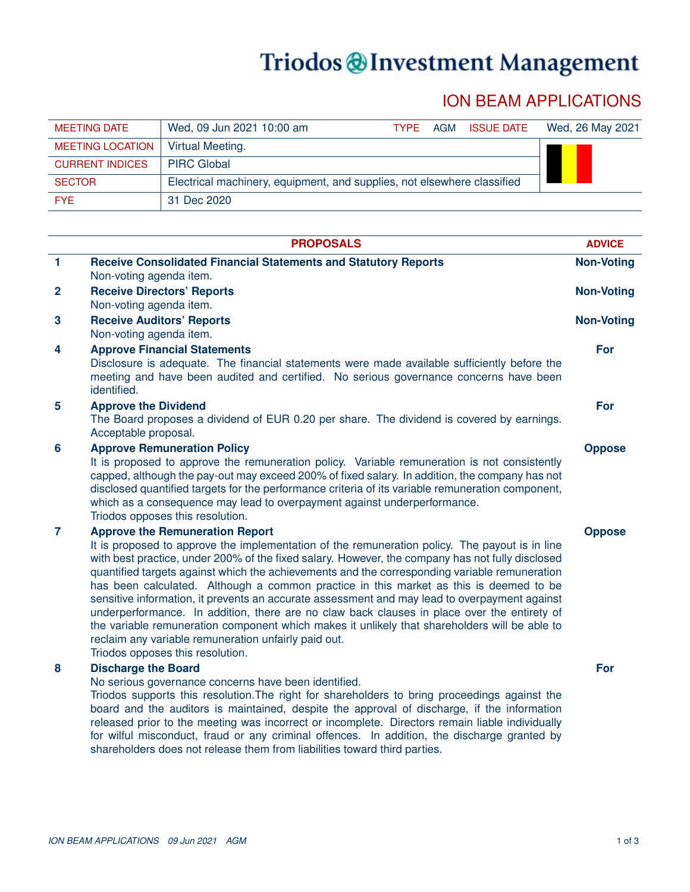# Triodos Investment Management

## ION BEAM APPLICATIONS

| MEETING DATE | Wed, 09 Jun 2021 10:00 am | TYPE | AGM | ISSUE DATE | Wed, 26 May 2021 |
|---|---|---|---|---|---|
| MEETING LOCATION | Virtual Meeting. | | | | |
| CURRENT INDICES | PIRC Global | | | | |
| SECTOR | Electrical machinery, equipment, and supplies, not elsewhere classified | | | | |
| FYE | 31 Dec 2020 | | | | |

| | PROPOSALS | ADVICE |
|---|---|---|
| 1 | **Receive Consolidated Financial Statements and Statutory Reports**<br>Non-voting agenda item. | **Non-Voting** |
| 2 | **Receive Directors' Reports**<br>Non-voting agenda item. | **Non-Voting** |
| 3 | **Receive Auditors' Reports**<br>Non-voting agenda item. | **Non-Voting** |
| 4 | **Approve Financial Statements**<br>Disclosure is adequate. The financial statements were made available sufficiently before the meeting and have been audited and certified. No serious governance concerns have been identified. | **For** |
| 5 | **Approve the Dividend**<br>The Board proposes a dividend of EUR 0.20 per share. The dividend is covered by earnings. Acceptable proposal. | **For** |
| 6 | **Approve Remuneration Policy**<br>It is proposed to approve the remuneration policy. Variable remuneration is not consistently capped, although the pay-out may exceed 200% of fixed salary. In addition, the company has not disclosed quantified targets for the performance criteria of its variable remuneration component, which as a consequence may lead to overpayment against underperformance.<br>Triodos opposes this resolution. | **Oppose** |
| 7 | **Approve the Remuneration Report**<br>It is proposed to approve the implementation of the remuneration policy. The payout is in line with best practice, under 200% of the fixed salary. However, the company has not fully disclosed quantified targets against which the achievements and the corresponding variable remuneration has been calculated. Although a common practice in this market as this is deemed to be sensitive information, it prevents an accurate assessment and may lead to overpayment against underperformance. In addition, there are no claw back clauses in place over the entirety of the variable remuneration component which makes it unlikely that shareholders will be able to reclaim any variable remuneration unfairly paid out.<br>Triodos opposes this resolution. | **Oppose** |
| 8 | **Discharge the Board**<br>No serious governance concerns have been identified.<br>Triodos supports this resolution.The right for shareholders to bring proceedings against the board and the auditors is maintained, despite the approval of discharge, if the information released prior to the meeting was incorrect or incomplete. Directors remain liable individually for wilful misconduct, fraud or any criminal offences. In addition, the discharge granted by shareholders does not release them from liabilities toward third parties. | **For** |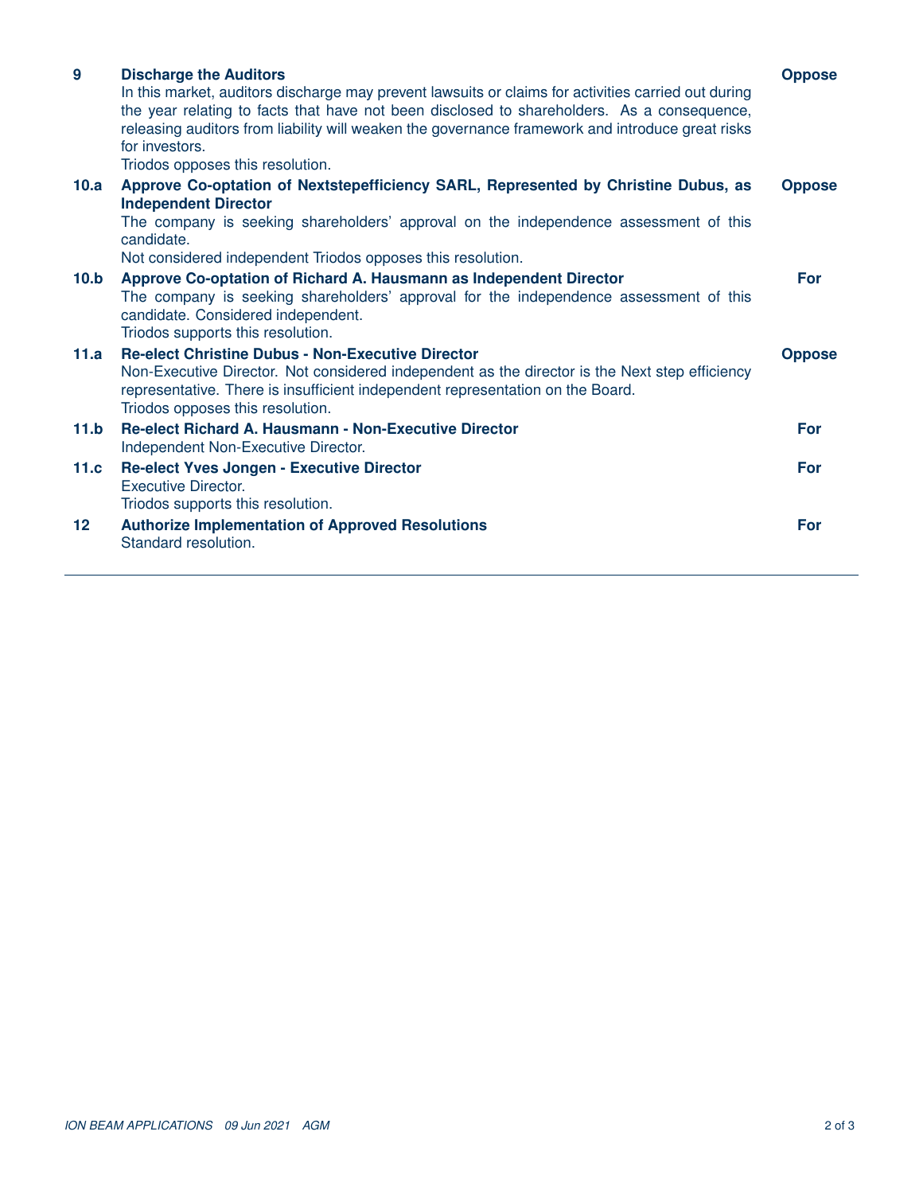| | | |
|---|---|---|
| **9** | **Discharge the Auditors**<br>In this market, auditors discharge may prevent lawsuits or claims for activities carried out during the year relating to facts that have not been disclosed to shareholders. As a consequence, releasing auditors from liability will weaken the governance framework and introduce great risks for investors.<br>Triodos opposes this resolution. | **Oppose** |
| **10.a** | **Approve Co-optation of Nextstepefficiency SARL, Represented by Christine Dubus, as Independent Director**<br>The company is seeking shareholders' approval on the independence assessment of this candidate.<br>Not considered independent Triodos opposes this resolution. | **Oppose** |
| **10.b** | **Approve Co-optation of Richard A. Hausmann as Independent Director**<br>The company is seeking shareholders' approval for the independence assessment of this candidate. Considered independent.<br>Triodos supports this resolution. | **For** |
| **11.a** | **Re-elect Christine Dubus - Non-Executive Director**<br>Non-Executive Director. Not considered independent as the director is the Next step efficiency representative. There is insufficient independent representation on the Board.<br>Triodos opposes this resolution. | **Oppose** |
| **11.b** | **Re-elect Richard A. Hausmann - Non-Executive Director**<br>Independent Non-Executive Director. | **For** |
| **11.c** | **Re-elect Yves Jongen - Executive Director**<br>Executive Director.<br>Triodos supports this resolution. | **For** |
| **12** | **Authorize Implementation of Approved Resolutions**<br>Standard resolution. | **For** |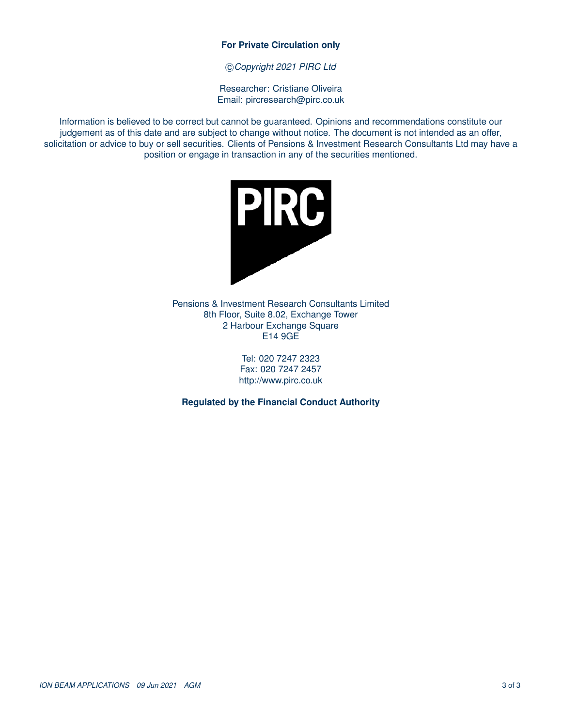**For Private Circulation only**

*©Copyright 2021 PIRC Ltd*

Researcher: Cristiane Oliveira
Email: pircresearch@pirc.co.uk

Information is believed to be correct but cannot be guaranteed. Opinions and recommendations constitute our judgement as of this date and are subject to change without notice. The document is not intended as an offer, solicitation or advice to buy or sell securities. Clients of Pensions & Investment Research Consultants Ltd may have a position or engage in transaction in any of the securities mentioned.

PIRC

Pensions & Investment Research Consultants Limited
8th Floor, Suite 8.02, Exchange Tower
2 Harbour Exchange Square
E14 9GE

Tel: 020 7247 2323
Fax: 020 7247 2457
http://www.pirc.co.uk

**Regulated by the Financial Conduct Authority**